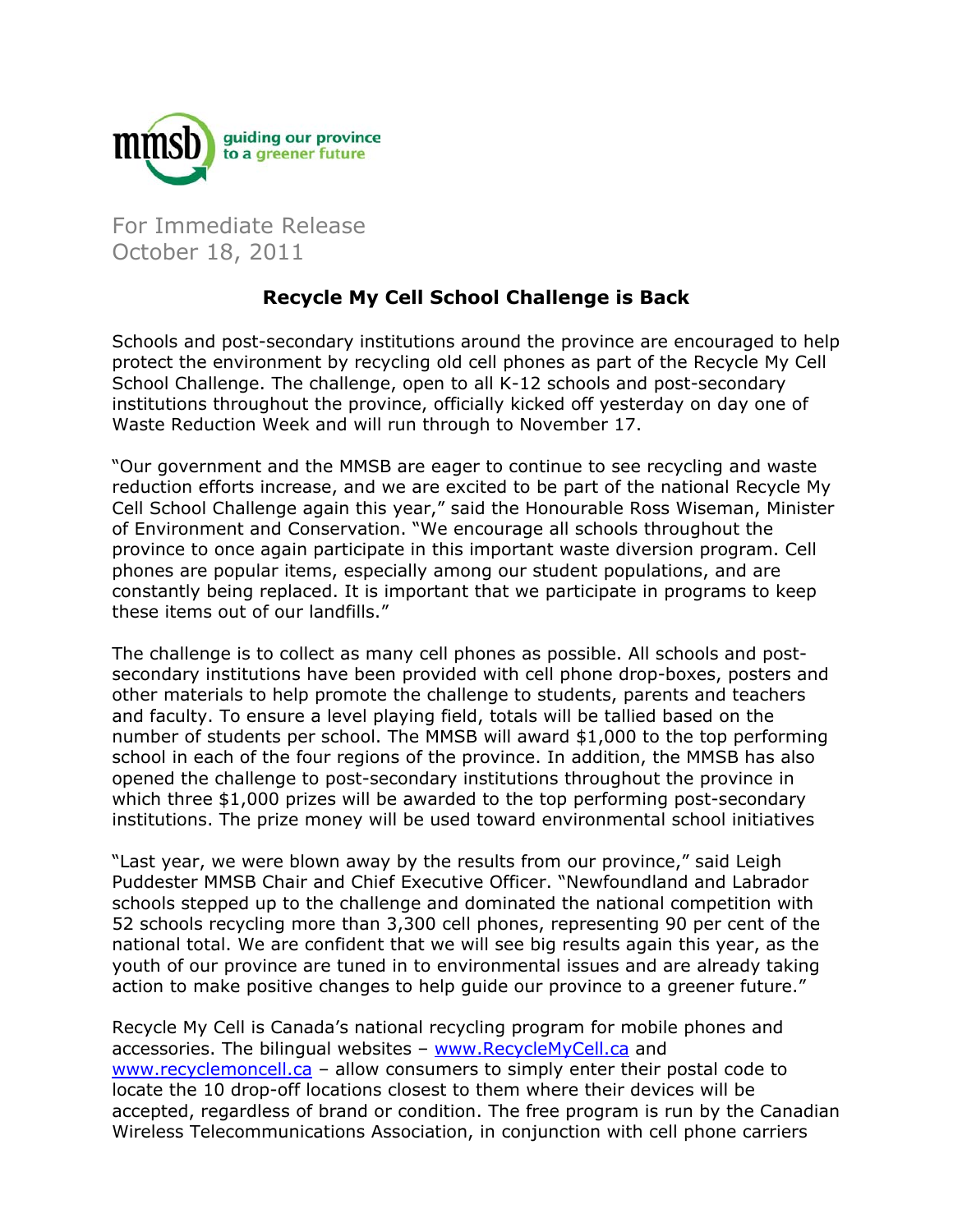mmsb guiding our province to a greener future

For Immediate Release
October 18, 2011

## Recycle My Cell School Challenge is Back

Schools and post-secondary institutions around the province are encouraged to help protect the environment by recycling old cell phones as part of the Recycle My Cell School Challenge. The challenge, open to all K-12 schools and post-secondary institutions throughout the province, officially kicked off yesterday on day one of Waste Reduction Week and will run through to November 17.

"Our government and the MMSB are eager to continue to see recycling and waste reduction efforts increase, and we are excited to be part of the national Recycle My Cell School Challenge again this year," said the Honourable Ross Wiseman, Minister of Environment and Conservation. "We encourage all schools throughout the province to once again participate in this important waste diversion program. Cell phones are popular items, especially among our student populations, and are constantly being replaced. It is important that we participate in programs to keep these items out of our landfills."

The challenge is to collect as many cell phones as possible. All schools and post-secondary institutions have been provided with cell phone drop-boxes, posters and other materials to help promote the challenge to students, parents and teachers and faculty. To ensure a level playing field, totals will be tallied based on the number of students per school. The MMSB will award $1,000 to the top performing school in each of the four regions of the province. In addition, the MMSB has also opened the challenge to post-secondary institutions throughout the province in which three $1,000 prizes will be awarded to the top performing post-secondary institutions. The prize money will be used toward environmental school initiatives

"Last year, we were blown away by the results from our province," said Leigh Puddester MMSB Chair and Chief Executive Officer. "Newfoundland and Labrador schools stepped up to the challenge and dominated the national competition with 52 schools recycling more than 3,300 cell phones, representing 90 per cent of the national total. We are confident that we will see big results again this year, as the youth of our province are tuned in to environmental issues and are already taking action to make positive changes to help guide our province to a greener future."

Recycle My Cell is Canada's national recycling program for mobile phones and accessories. The bilingual websites – [www.RecycleMyCell.ca](http://www.RecycleMyCell.ca) and [www.recyclemoncell.ca](http://www.recyclemoncell.ca) – allow consumers to simply enter their postal code to locate the 10 drop-off locations closest to them where their devices will be accepted, regardless of brand or condition. The free program is run by the Canadian Wireless Telecommunications Association, in conjunction with cell phone carriers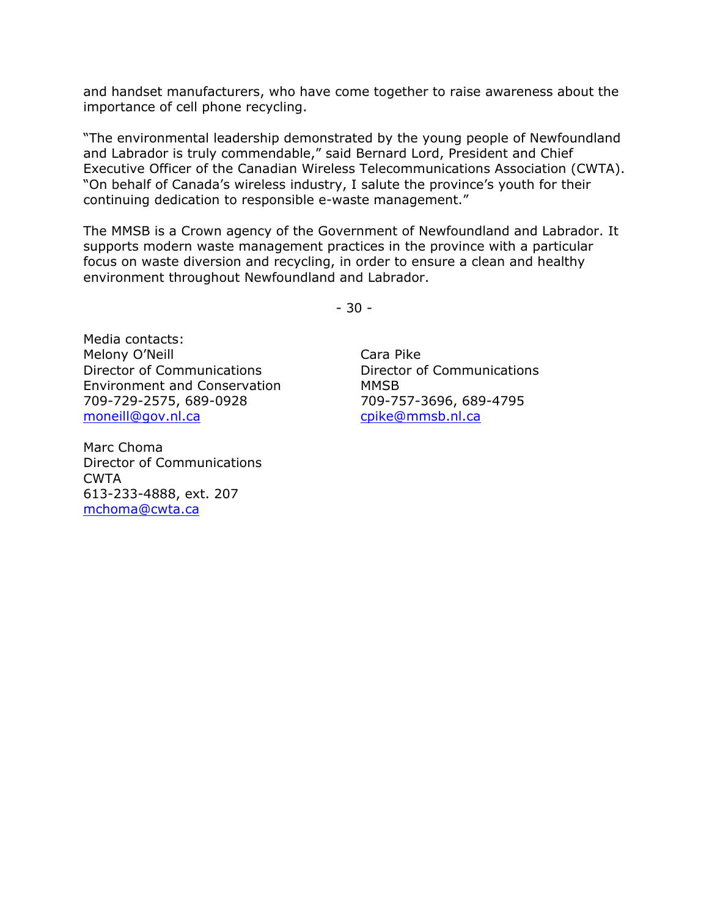and handset manufacturers, who have come together to raise awareness about the importance of cell phone recycling.

"The environmental leadership demonstrated by the young people of Newfoundland and Labrador is truly commendable," said Bernard Lord, President and Chief Executive Officer of the Canadian Wireless Telecommunications Association (CWTA). "On behalf of Canada's wireless industry, I salute the province's youth for their continuing dedication to responsible e-waste management."

The MMSB is a Crown agency of the Government of Newfoundland and Labrador. It supports modern waste management practices in the province with a particular focus on waste diversion and recycling, in order to ensure a clean and healthy environment throughout Newfoundland and Labrador.

- 30 -

Media contacts:

Melony O'Neill
Director of Communications
Environment and Conservation
709-729-2575, 689-0928
moneill@gov.nl.ca

Cara Pike
Director of Communications
MMSB
709-757-3696, 689-4795
cpike@mmsb.nl.ca

Marc Choma
Director of Communications
CWTA
613-233-4888, ext. 207
mchoma@cwta.ca